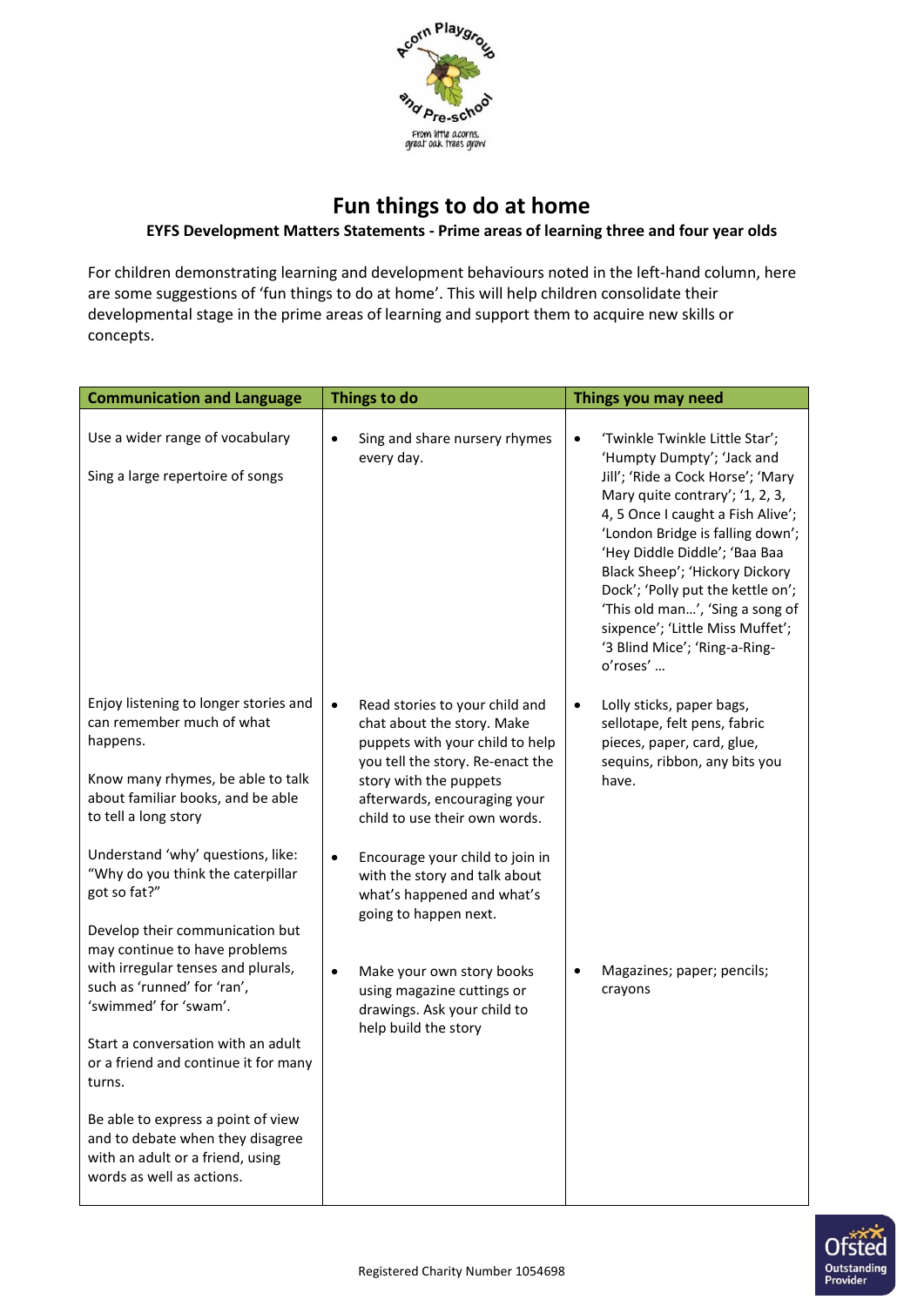# Fun things to do at home

**EYFS Development Matters Statements - Prime areas of learning three and four year olds**

For children demonstrating learning and development behaviours noted in the left-hand column, here are some suggestions of 'fun things to do at home'. This will help children consolidate their developmental stage in the prime areas of learning and support them to acquire new skills or concepts.

| Communication and Language | Things to do | Things you may need |
|---|---|---|
| Use a wider range of vocabulary<br><br>Sing a large repertoire of songs | • Sing and share nursery rhymes every day. | • 'Twinkle Twinkle Little Star'; 'Humpty Dumpty'; 'Jack and Jill'; 'Ride a Cock Horse'; 'Mary Mary quite contrary'; '1, 2, 3, 4, 5 Once I caught a Fish Alive'; 'London Bridge is falling down'; 'Hey Diddle Diddle'; 'Baa Baa Black Sheep'; 'Hickory Dickory Dock'; 'Polly put the kettle on'; 'This old man…', 'Sing a song of sixpence'; 'Little Miss Muffet'; '3 Blind Mice'; 'Ring-a-Ring-o'roses' … |
| Enjoy listening to longer stories and can remember much of what happens.<br><br>Know many rhymes, be able to talk about familiar books, and be able to tell a long story<br><br>Understand 'why' questions, like: "Why do you think the caterpillar got so fat?"<br><br>Develop their communication but may continue to have problems with irregular tenses and plurals, such as 'runned' for 'ran', 'swimmed' for 'swam'.<br><br>Start a conversation with an adult or a friend and continue it for many turns.<br><br>Be able to express a point of view and to debate when they disagree with an adult or a friend, using words as well as actions. | • Read stories to your child and chat about the story. Make puppets with your child to help you tell the story. Re-enact the story with the puppets afterwards, encouraging your child to use their own words.<br><br>• Encourage your child to join in with the story and talk about what's happened and what's going to happen next.<br><br>• Make your own story books using magazine cuttings or drawings. Ask your child to help build the story | • Lolly sticks, paper bags, sellotape, felt pens, fabric pieces, paper, card, glue, sequins, ribbon, any bits you have.<br><br>• Magazines; paper; pencils; crayons |

Registered Charity Number 1054698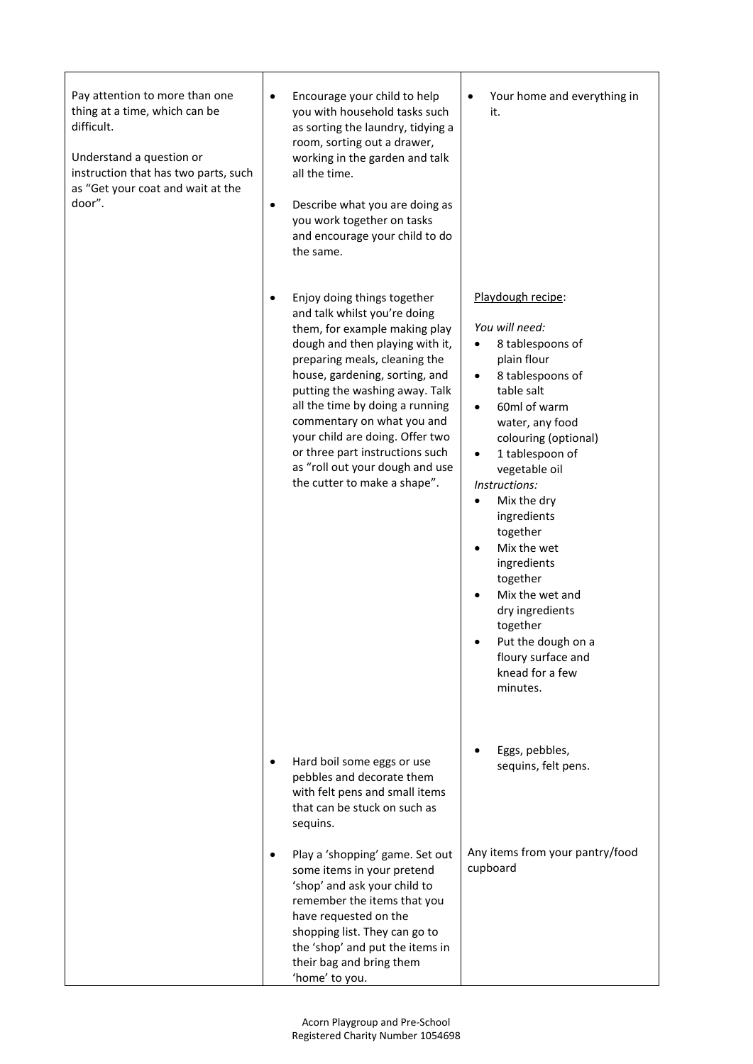| | | |
|---|---|---|
| Pay attention to more than one thing at a time, which can be difficult.<br><br>Understand a question or instruction that has two parts, such as "Get your coat and wait at the door". | • Encourage your child to help you with household tasks such as sorting the laundry, tidying a room, sorting out a drawer, working in the garden and talk all the time.<br><br>• Describe what you are doing as you work together on tasks and encourage your child to do the same. | • Your home and everything in it. |
| | • Enjoy doing things together and talk whilst you're doing them, for example making play dough and then playing with it, preparing meals, cleaning the house, gardening, sorting, and putting the washing away. Talk all the time by doing a running commentary on what you and your child are doing. Offer two or three part instructions such as "roll out your dough and use the cutter to make a shape". | <u>Playdough recipe</u>:<br><br>*You will need:*<br>• 8 tablespoons of plain flour<br>• 8 tablespoons of table salt<br>• 60ml of warm water, any food colouring (optional)<br>• 1 tablespoon of vegetable oil<br>*Instructions:*<br>• Mix the dry ingredients together<br>• Mix the wet ingredients together<br>• Mix the wet and dry ingredients together<br>• Put the dough on a floury surface and knead for a few minutes. |
| | • Hard boil some eggs or use pebbles and decorate them with felt pens and small items that can be stuck on such as sequins. | • Eggs, pebbles, sequins, felt pens. |
| | • Play a 'shopping' game. Set out some items in your pretend 'shop' and ask your child to remember the items that you have requested on the shopping list. They can go to the 'shop' and put the items in their bag and bring them 'home' to you. | Any items from your pantry/food cupboard |

Acorn Playgroup and Pre-School
Registered Charity Number 1054698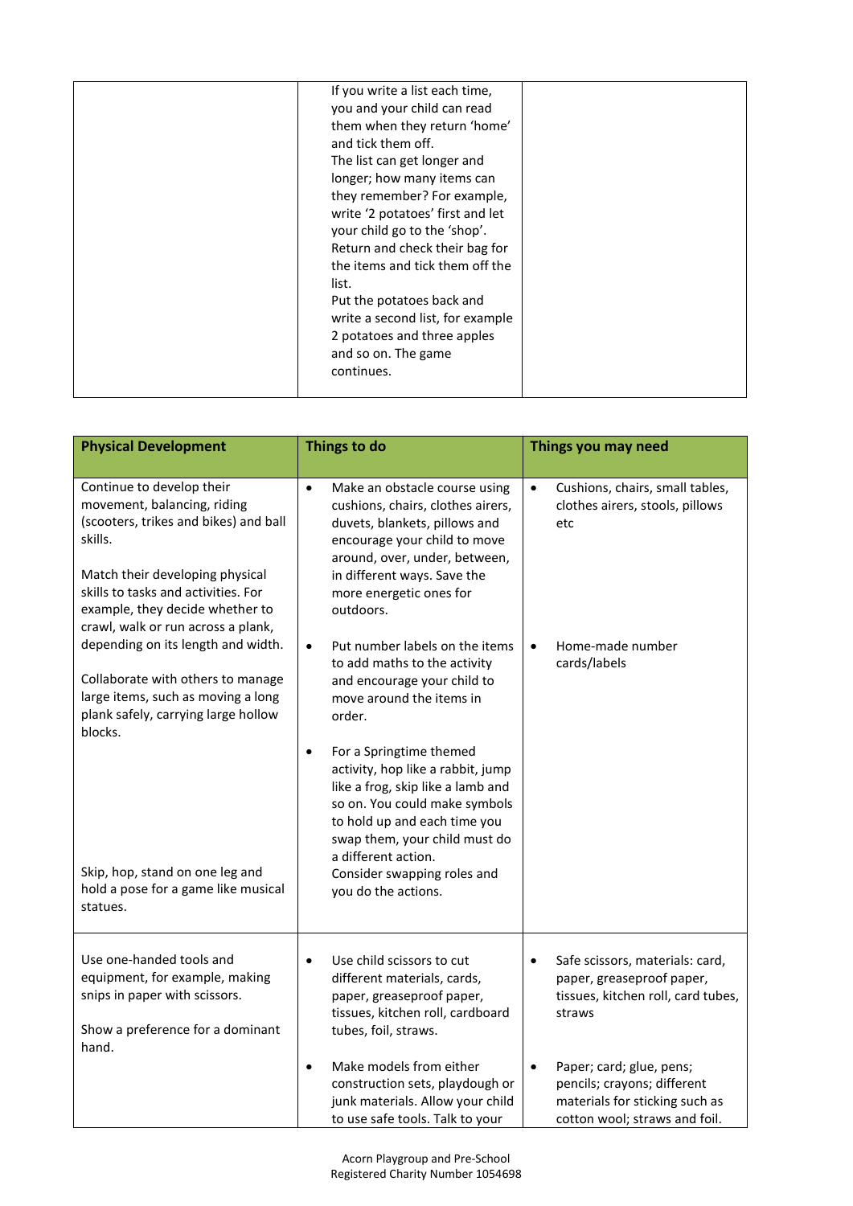| | | |
|---|---|---|
| | If you write a list each time, you and your child can read them when they return 'home' and tick them off. The list can get longer and longer; how many items can they remember? For example, write '2 potatoes' first and let your child go to the 'shop'. Return and check their bag for the items and tick them off the list. Put the potatoes back and write a second list, for example 2 potatoes and three apples and so on. The game continues. | |

| Physical Development | Things to do | Things you may need |
|---|---|---|
| Continue to develop their movement, balancing, riding (scooters, trikes and bikes) and ball skills.<br><br>Match their developing physical skills to tasks and activities. For example, they decide whether to crawl, walk or run across a plank, depending on its length and width.<br><br>Collaborate with others to manage large items, such as moving a long plank safely, carrying large hollow blocks.<br><br>Skip, hop, stand on one leg and hold a pose for a game like musical statues. | • Make an obstacle course using cushions, chairs, clothes airers, duvets, blankets, pillows and encourage your child to move around, over, under, between, in different ways. Save the more energetic ones for outdoors.<br><br>• Put number labels on the items to add maths to the activity and encourage your child to move around the items in order.<br><br>• For a Springtime themed activity, hop like a rabbit, jump like a frog, skip like a lamb and so on. You could make symbols to hold up and each time you swap them, your child must do a different action. Consider swapping roles and you do the actions. | • Cushions, chairs, small tables, clothes airers, stools, pillows etc<br><br>• Home-made number cards/labels |
| Use one-handed tools and equipment, for example, making snips in paper with scissors.<br><br>Show a preference for a dominant hand. | • Use child scissors to cut different materials, cards, paper, greaseproof paper, tissues, kitchen roll, cardboard tubes, foil, straws.<br><br>• Make models from either construction sets, playdough or junk materials. Allow your child to use safe tools. Talk to your | • Safe scissors, materials: card, paper, greaseproof paper, tissues, kitchen roll, card tubes, straws<br><br>• Paper; card; glue, pens; pencils; crayons; different materials for sticking such as cotton wool; straws and foil. |

Acorn Playgroup and Pre-School
Registered Charity Number 1054698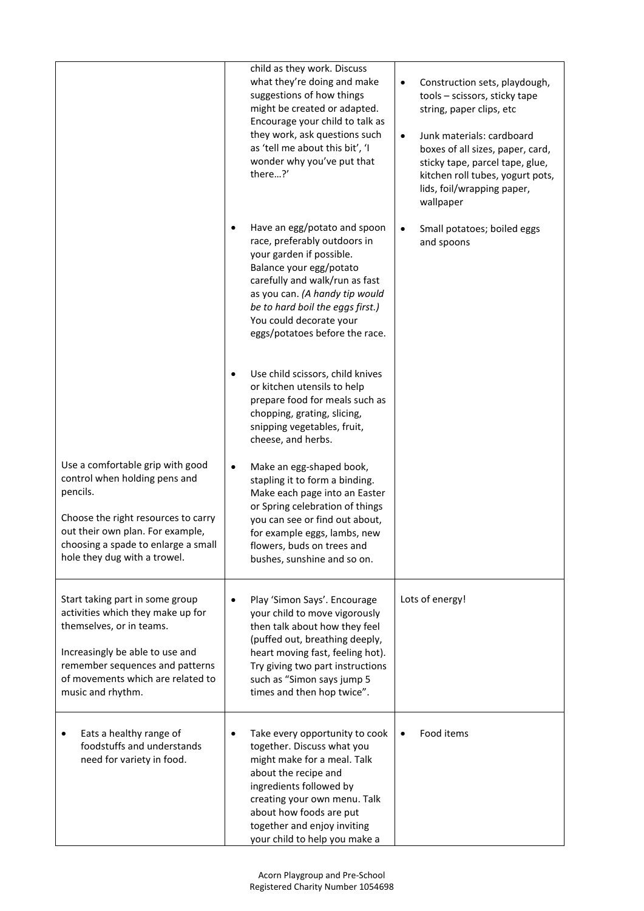| | | |
|---|---|---|
| | child as they work. Discuss what they're doing and make suggestions of how things might be created or adapted. Encourage your child to talk as they work, ask questions such as 'tell me about this bit', 'I wonder why you've put that there…?' | • Construction sets, playdough, tools – scissors, sticky tape string, paper clips, etc<br><br>• Junk materials: cardboard boxes of all sizes, paper, card, sticky tape, parcel tape, glue, kitchen roll tubes, yogurt pots, lids, foil/wrapping paper, wallpaper |
| | • Have an egg/potato and spoon race, preferably outdoors in your garden if possible. Balance your egg/potato carefully and walk/run as fast as you can. *(A handy tip would be to hard boil the eggs first.)* You could decorate your eggs/potatoes before the race. | • Small potatoes; boiled eggs and spoons |
| | • Use child scissors, child knives or kitchen utensils to help prepare food for meals such as chopping, grating, slicing, snipping vegetables, fruit, cheese, and herbs. | |
| Use a comfortable grip with good control when holding pens and pencils.<br><br>Choose the right resources to carry out their own plan. For example, choosing a spade to enlarge a small hole they dug with a trowel. | • Make an egg-shaped book, stapling it to form a binding. Make each page into an Easter or Spring celebration of things you can see or find out about, for example eggs, lambs, new flowers, buds on trees and bushes, sunshine and so on. | |
| Start taking part in some group activities which they make up for themselves, or in teams.<br><br>Increasingly be able to use and remember sequences and patterns of movements which are related to music and rhythm. | • Play 'Simon Says'. Encourage your child to move vigorously then talk about how they feel (puffed out, breathing deeply, heart moving fast, feeling hot). Try giving two part instructions such as "Simon says jump 5 times and then hop twice". | Lots of energy! |
| • Eats a healthy range of foodstuffs and understands need for variety in food. | • Take every opportunity to cook together. Discuss what you might make for a meal. Talk about the recipe and ingredients followed by creating your own menu. Talk about how foods are put together and enjoy inviting your child to help you make a | • Food items |

Acorn Playgroup and Pre-School
Registered Charity Number 1054698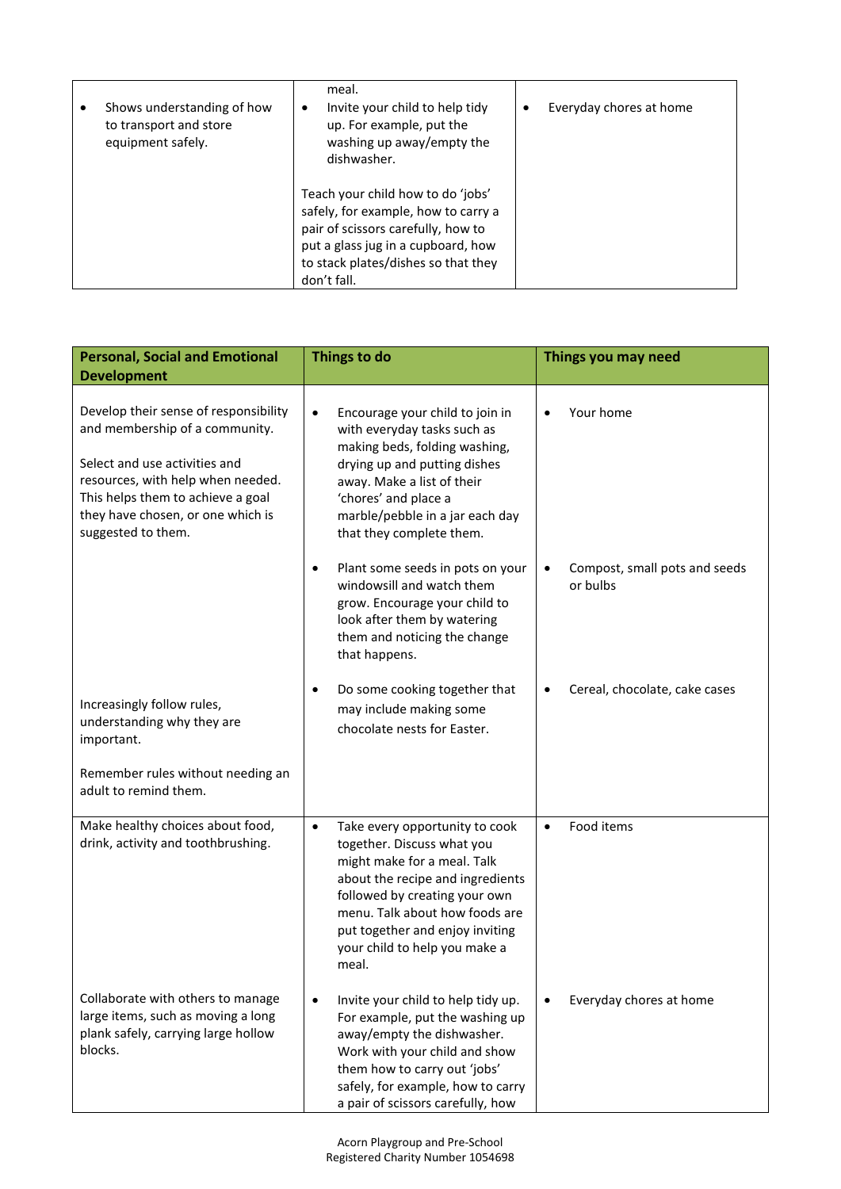| | | |
|---|---|---|
| • Shows understanding of how to transport and store equipment safely. | meal.<br>• Invite your child to help tidy up. For example, put the washing up away/empty the dishwasher.<br><br>Teach your child how to do 'jobs' safely, for example, how to carry a pair of scissors carefully, how to put a glass jug in a cupboard, how to stack plates/dishes so that they don't fall. | • Everyday chores at home |

| **Personal, Social and Emotional Development** | **Things to do** | **Things you may need** |
|---|---|---|
| Develop their sense of responsibility and membership of a community.<br><br>Select and use activities and resources, with help when needed. This helps them to achieve a goal they have chosen, or one which is suggested to them. | • Encourage your child to join in with everyday tasks such as making beds, folding washing, drying up and putting dishes away. Make a list of their 'chores' and place a marble/pebble in a jar each day that they complete them. | • Your home |
| | • Plant some seeds in pots on your windowsill and watch them grow. Encourage your child to look after them by watering them and noticing the change that happens. | • Compost, small pots and seeds or bulbs |
| Increasingly follow rules, understanding why they are important.<br><br>Remember rules without needing an adult to remind them. | • Do some cooking together that may include making some chocolate nests for Easter. | • Cereal, chocolate, cake cases |
| Make healthy choices about food, drink, activity and toothbrushing. | • Take every opportunity to cook together. Discuss what you might make for a meal. Talk about the recipe and ingredients followed by creating your own menu. Talk about how foods are put together and enjoy inviting your child to help you make a meal. | • Food items |
| Collaborate with others to manage large items, such as moving a long plank safely, carrying large hollow blocks. | • Invite your child to help tidy up. For example, put the washing up away/empty the dishwasher. Work with your child and show them how to carry out 'jobs' safely, for example, how to carry a pair of scissors carefully, how | • Everyday chores at home |

Acorn Playgroup and Pre-School
Registered Charity Number 1054698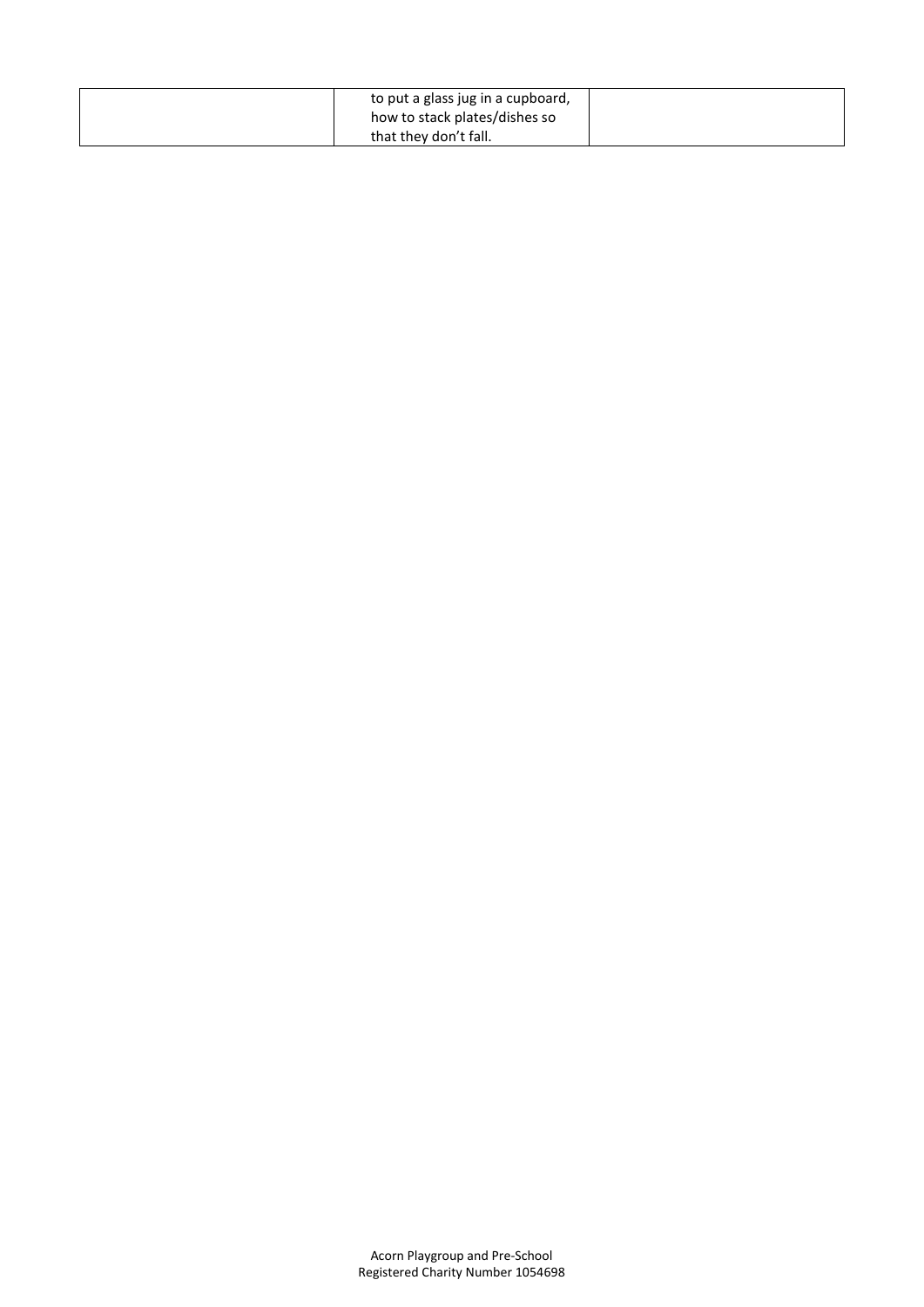| | | |
|---|---|---|
| | to put a glass jug in a cupboard, how to stack plates/dishes so that they don't fall. | |